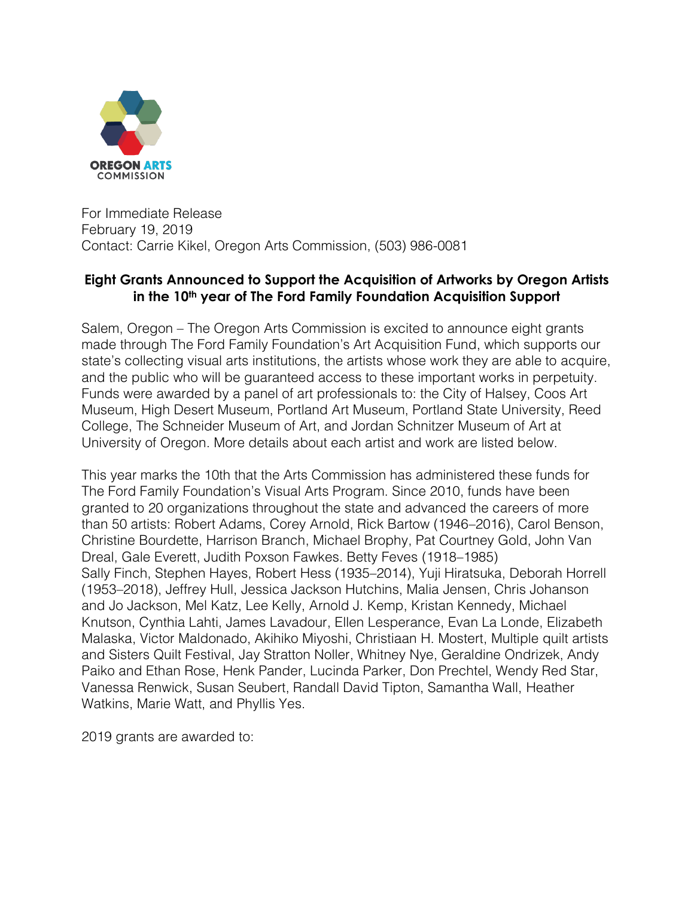OREGON ARTS COMMISSION

For Immediate Release
February 19, 2019
Contact: Carrie Kikel, Oregon Arts Commission, (503) 986-0081

**Eight Grants Announced to Support the Acquisition of Artworks by Oregon Artists in the 10th year of The Ford Family Foundation Acquisition Support**

Salem, Oregon – The Oregon Arts Commission is excited to announce eight grants made through The Ford Family Foundation's Art Acquisition Fund, which supports our state's collecting visual arts institutions, the artists whose work they are able to acquire, and the public who will be guaranteed access to these important works in perpetuity. Funds were awarded by a panel of art professionals to: the City of Halsey, Coos Art Museum, High Desert Museum, Portland Art Museum, Portland State University, Reed College, The Schneider Museum of Art, and Jordan Schnitzer Museum of Art at University of Oregon. More details about each artist and work are listed below.

This year marks the 10th that the Arts Commission has administered these funds for The Ford Family Foundation's Visual Arts Program. Since 2010, funds have been granted to 20 organizations throughout the state and advanced the careers of more than 50 artists: Robert Adams, Corey Arnold, Rick Bartow (1946–2016), Carol Benson, Christine Bourdette, Harrison Branch, Michael Brophy, Pat Courtney Gold, John Van Dreal, Gale Everett, Judith Poxson Fawkes. Betty Feves (1918–1985) Sally Finch, Stephen Hayes, Robert Hess (1935–2014), Yuji Hiratsuka, Deborah Horrell (1953–2018), Jeffrey Hull, Jessica Jackson Hutchins, Malia Jensen, Chris Johanson and Jo Jackson, Mel Katz, Lee Kelly, Arnold J. Kemp, Kristan Kennedy, Michael Knutson, Cynthia Lahti, James Lavadour, Ellen Lesperance, Evan La Londe, Elizabeth Malaska, Victor Maldonado, Akihiko Miyoshi, Christiaan H. Mostert, Multiple quilt artists and Sisters Quilt Festival, Jay Stratton Noller, Whitney Nye, Geraldine Ondrizek, Andy Paiko and Ethan Rose, Henk Pander, Lucinda Parker, Don Prechtel, Wendy Red Star, Vanessa Renwick, Susan Seubert, Randall David Tipton, Samantha Wall, Heather Watkins, Marie Watt, and Phyllis Yes.

2019 grants are awarded to: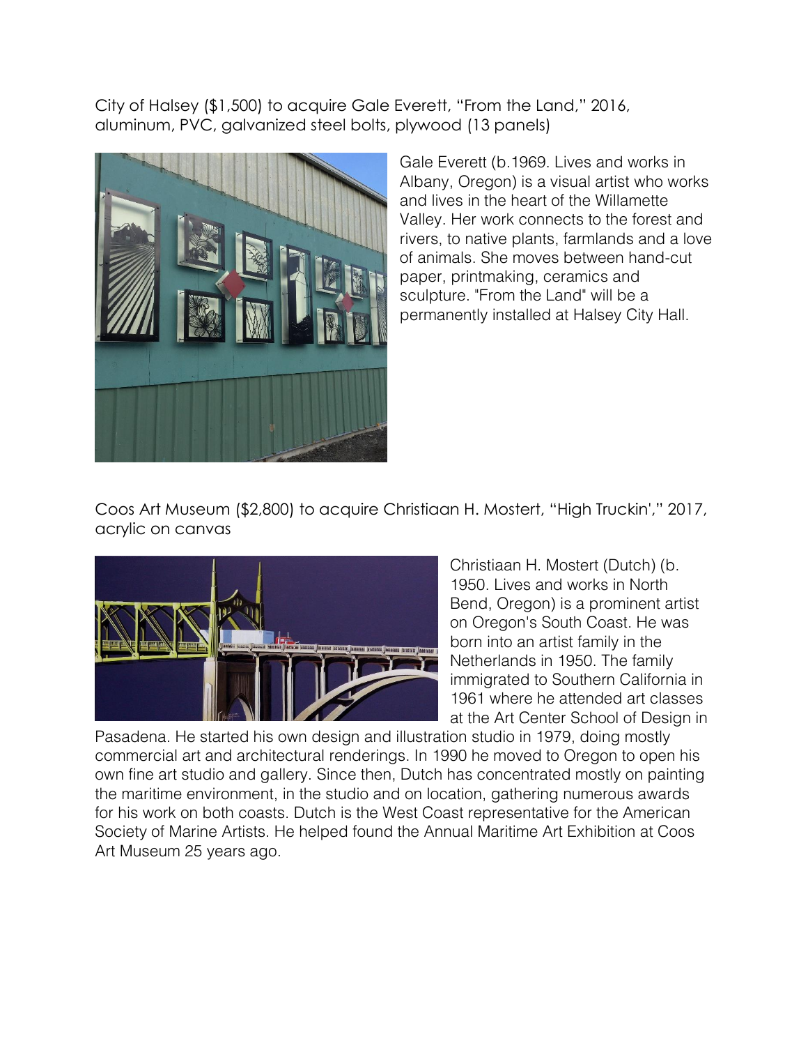City of Halsey ($1,500) to acquire Gale Everett, "From the Land," 2016, aluminum, PVC, galvanized steel bolts, plywood (13 panels)

Gale Everett (b.1969. Lives and works in Albany, Oregon) is a visual artist who works and lives in the heart of the Willamette Valley. Her work connects to the forest and rivers, to native plants, farmlands and a love of animals. She moves between hand-cut paper, printmaking, ceramics and sculpture. "From the Land" will be a permanently installed at Halsey City Hall.

Coos Art Museum ($2,800) to acquire Christiaan H. Mostert, "High Truckin'," 2017, acrylic on canvas

Christiaan H. Mostert (Dutch) (b. 1950. Lives and works in North Bend, Oregon) is a prominent artist on Oregon's South Coast. He was born into an artist family in the Netherlands in 1950. The family immigrated to Southern California in 1961 where he attended art classes at the Art Center School of Design in Pasadena. He started his own design and illustration studio in 1979, doing mostly commercial art and architectural renderings. In 1990 he moved to Oregon to open his own fine art studio and gallery. Since then, Dutch has concentrated mostly on painting the maritime environment, in the studio and on location, gathering numerous awards for his work on both coasts. Dutch is the West Coast representative for the American Society of Marine Artists. He helped found the Annual Maritime Art Exhibition at Coos Art Museum 25 years ago.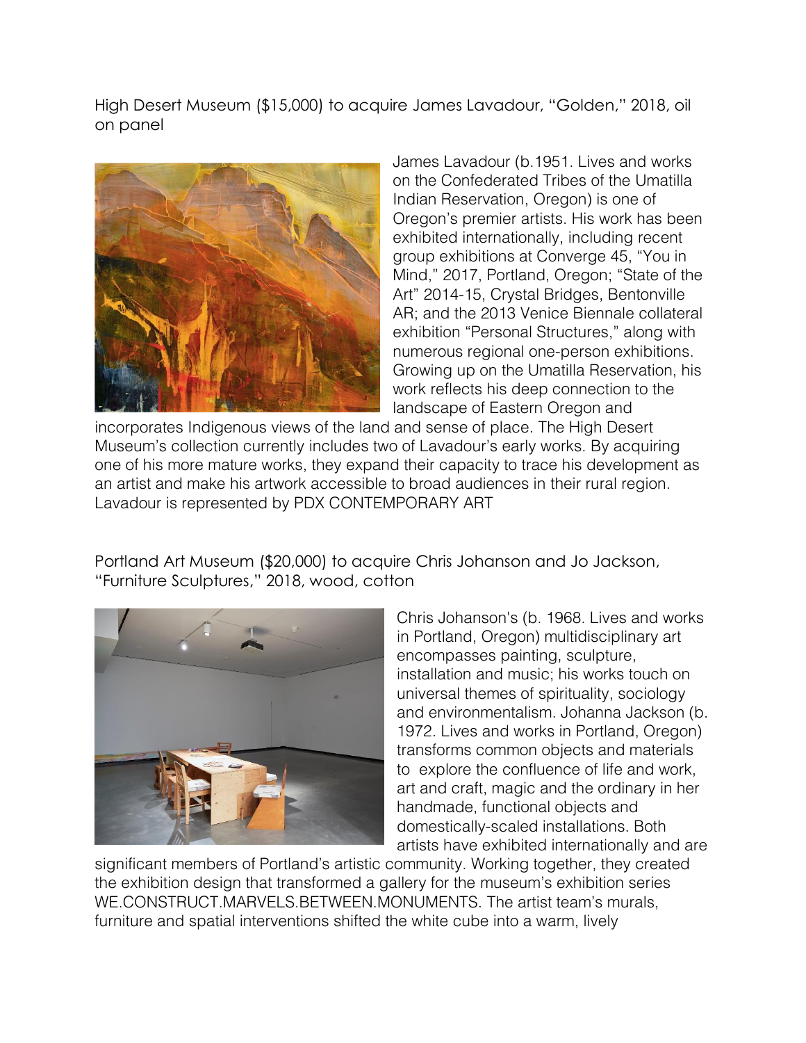High Desert Museum ($15,000) to acquire James Lavadour, "Golden," 2018, oil on panel

James Lavadour (b.1951. Lives and works on the Confederated Tribes of the Umatilla Indian Reservation, Oregon) is one of Oregon's premier artists. His work has been exhibited internationally, including recent group exhibitions at Converge 45, "You in Mind," 2017, Portland, Oregon; "State of the Art" 2014-15, Crystal Bridges, Bentonville AR; and the 2013 Venice Biennale collateral exhibition "Personal Structures," along with numerous regional one-person exhibitions. Growing up on the Umatilla Reservation, his work reflects his deep connection to the landscape of Eastern Oregon and incorporates Indigenous views of the land and sense of place. The High Desert Museum's collection currently includes two of Lavadour's early works. By acquiring one of his more mature works, they expand their capacity to trace his development as an artist and make his artwork accessible to broad audiences in their rural region. Lavadour is represented by PDX CONTEMPORARY ART

Portland Art Museum ($20,000) to acquire Chris Johanson and Jo Jackson, "Furniture Sculptures," 2018, wood, cotton

Chris Johanson's (b. 1968. Lives and works in Portland, Oregon) multidisciplinary art encompasses painting, sculpture, installation and music; his works touch on universal themes of spirituality, sociology and environmentalism. Johanna Jackson (b. 1972. Lives and works in Portland, Oregon) transforms common objects and materials to explore the confluence of life and work, art and craft, magic and the ordinary in her handmade, functional objects and domestically-scaled installations. Both artists have exhibited internationally and are significant members of Portland's artistic community. Working together, they created the exhibition design that transformed a gallery for the museum's exhibition series WE.CONSTRUCT.MARVELS.BETWEEN.MONUMENTS. The artist team's murals, furniture and spatial interventions shifted the white cube into a warm, lively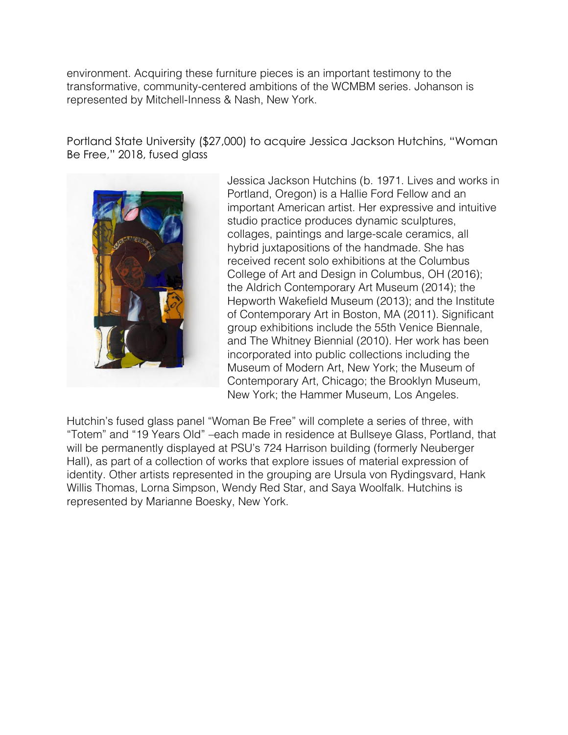environment. Acquiring these furniture pieces is an important testimony to the transformative, community-centered ambitions of the WCMBM series. Johanson is represented by Mitchell-Inness & Nash, New York.

Portland State University ($27,000) to acquire Jessica Jackson Hutchins, "Woman Be Free," 2018, fused glass

Jessica Jackson Hutchins (b. 1971. Lives and works in Portland, Oregon) is a Hallie Ford Fellow and an important American artist. Her expressive and intuitive studio practice produces dynamic sculptures, collages, paintings and large-scale ceramics, all hybrid juxtapositions of the handmade. She has received recent solo exhibitions at the Columbus College of Art and Design in Columbus, OH (2016); the Aldrich Contemporary Art Museum (2014); the Hepworth Wakefield Museum (2013); and the Institute of Contemporary Art in Boston, MA (2011). Significant group exhibitions include the 55th Venice Biennale, and The Whitney Biennial (2010). Her work has been incorporated into public collections including the Museum of Modern Art, New York; the Museum of Contemporary Art, Chicago; the Brooklyn Museum, New York; the Hammer Museum, Los Angeles.

Hutchin's fused glass panel "Woman Be Free" will complete a series of three, with "Totem" and "19 Years Old" –each made in residence at Bullseye Glass, Portland, that will be permanently displayed at PSU's 724 Harrison building (formerly Neuberger Hall), as part of a collection of works that explore issues of material expression of identity. Other artists represented in the grouping are Ursula von Rydingsvard, Hank Willis Thomas, Lorna Simpson, Wendy Red Star, and Saya Woolfalk. Hutchins is represented by Marianne Boesky, New York.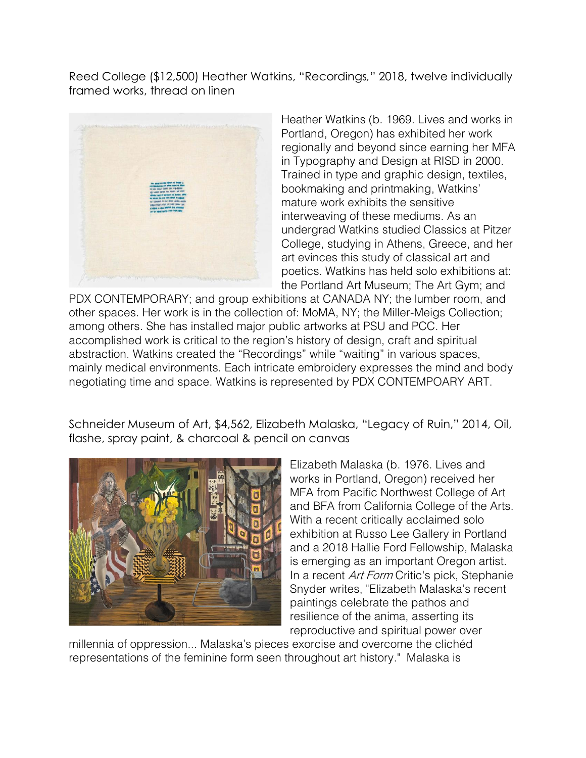Reed College ($12,500) Heather Watkins, "Recordings," 2018, twelve individually framed works, thread on linen

Heather Watkins (b. 1969. Lives and works in Portland, Oregon) has exhibited her work regionally and beyond since earning her MFA in Typography and Design at RISD in 2000. Trained in type and graphic design, textiles, bookmaking and printmaking, Watkins' mature work exhibits the sensitive interweaving of these mediums. As an undergrad Watkins studied Classics at Pitzer College, studying in Athens, Greece, and her art evinces this study of classical art and poetics. Watkins has held solo exhibitions at: the Portland Art Museum; The Art Gym; and PDX CONTEMPORARY; and group exhibitions at CANADA NY; the lumber room, and other spaces. Her work is in the collection of: MoMA, NY; the Miller-Meigs Collection; among others. She has installed major public artworks at PSU and PCC. Her accomplished work is critical to the region's history of design, craft and spiritual abstraction. Watkins created the "Recordings" while "waiting" in various spaces, mainly medical environments. Each intricate embroidery expresses the mind and body negotiating time and space. Watkins is represented by PDX CONTEMPOARY ART.

Schneider Museum of Art, $4,562, Elizabeth Malaska, "Legacy of Ruin," 2014, Oil, flashe, spray paint, & charcoal & pencil on canvas

Elizabeth Malaska (b. 1976. Lives and works in Portland, Oregon) received her MFA from Pacific Northwest College of Art and BFA from California College of the Arts. With a recent critically acclaimed solo exhibition at Russo Lee Gallery in Portland and a 2018 Hallie Ford Fellowship, Malaska is emerging as an important Oregon artist. In a recent *Art Form* Critic's pick, Stephanie Snyder writes, "Elizabeth Malaska's recent paintings celebrate the pathos and resilience of the anima, asserting its reproductive and spiritual power over millennia of oppression... Malaska's pieces exorcise and overcome the clichéd representations of the feminine form seen throughout art history." Malaska is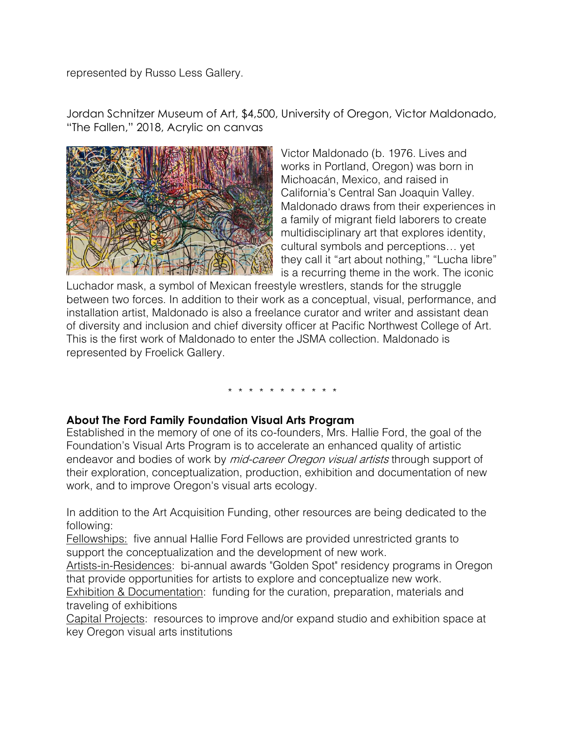represented by Russo Less Gallery.

Jordan Schnitzer Museum of Art, $4,500, University of Oregon, Victor Maldonado, "The Fallen," 2018, Acrylic on canvas

Victor Maldonado (b. 1976. Lives and works in Portland, Oregon) was born in Michoacán, Mexico, and raised in California's Central San Joaquin Valley. Maldonado draws from their experiences in a family of migrant field laborers to create multidisciplinary art that explores identity, cultural symbols and perceptions… yet they call it "art about nothing," "Lucha libre" is a recurring theme in the work. The iconic Luchador mask, a symbol of Mexican freestyle wrestlers, stands for the struggle between two forces. In addition to their work as a conceptual, visual, performance, and installation artist, Maldonado is also a freelance curator and writer and assistant dean of diversity and inclusion and chief diversity officer at Pacific Northwest College of Art. This is the first work of Maldonado to enter the JSMA collection. Maldonado is represented by Froelick Gallery.

\* \* \* \* \* \* \* \* \* \* \*

**About The Ford Family Foundation Visual Arts Program**

Established in the memory of one of its co-founders, Mrs. Hallie Ford, the goal of the Foundation's Visual Arts Program is to accelerate an enhanced quality of artistic endeavor and bodies of work by *mid-career Oregon visual artists* through support of their exploration, conceptualization, production, exhibition and documentation of new work, and to improve Oregon's visual arts ecology.

In addition to the Art Acquisition Funding, other resources are being dedicated to the following:

Fellowships: five annual Hallie Ford Fellows are provided unrestricted grants to support the conceptualization and the development of new work.

Artists-in-Residences: bi-annual awards "Golden Spot" residency programs in Oregon that provide opportunities for artists to explore and conceptualize new work.

Exhibition & Documentation: funding for the curation, preparation, materials and traveling of exhibitions

Capital Projects: resources to improve and/or expand studio and exhibition space at key Oregon visual arts institutions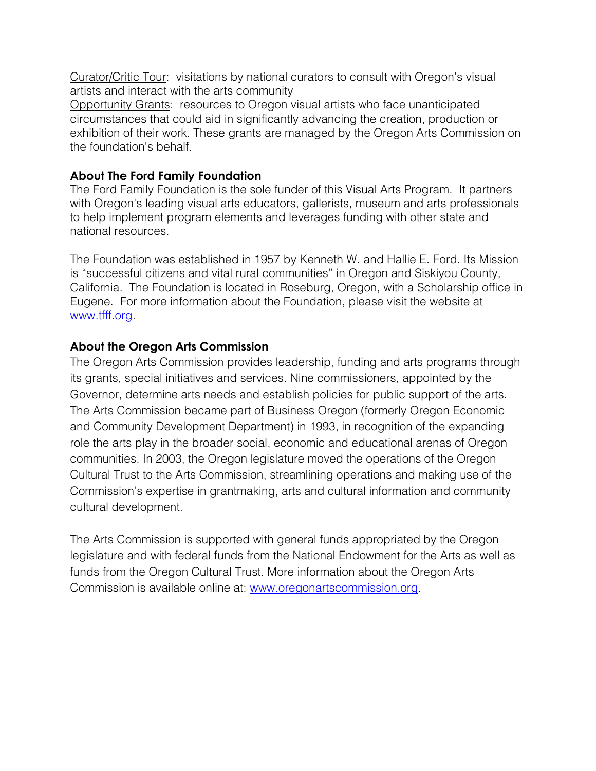Curator/Critic Tour: visitations by national curators to consult with Oregon's visual artists and interact with the arts community

Opportunity Grants: resources to Oregon visual artists who face unanticipated circumstances that could aid in significantly advancing the creation, production or exhibition of their work. These grants are managed by the Oregon Arts Commission on the foundation's behalf.

**About The Ford Family Foundation**

The Ford Family Foundation is the sole funder of this Visual Arts Program. It partners with Oregon's leading visual arts educators, gallerists, museum and arts professionals to help implement program elements and leverages funding with other state and national resources.

The Foundation was established in 1957 by Kenneth W. and Hallie E. Ford. Its Mission is "successful citizens and vital rural communities" in Oregon and Siskiyou County, California. The Foundation is located in Roseburg, Oregon, with a Scholarship office in Eugene. For more information about the Foundation, please visit the website at www.tfff.org.

**About the Oregon Arts Commission**

The Oregon Arts Commission provides leadership, funding and arts programs through its grants, special initiatives and services. Nine commissioners, appointed by the Governor, determine arts needs and establish policies for public support of the arts. The Arts Commission became part of Business Oregon (formerly Oregon Economic and Community Development Department) in 1993, in recognition of the expanding role the arts play in the broader social, economic and educational arenas of Oregon communities. In 2003, the Oregon legislature moved the operations of the Oregon Cultural Trust to the Arts Commission, streamlining operations and making use of the Commission's expertise in grantmaking, arts and cultural information and community cultural development.

The Arts Commission is supported with general funds appropriated by the Oregon legislature and with federal funds from the National Endowment for the Arts as well as funds from the Oregon Cultural Trust. More information about the Oregon Arts Commission is available online at: www.oregonartscommission.org.